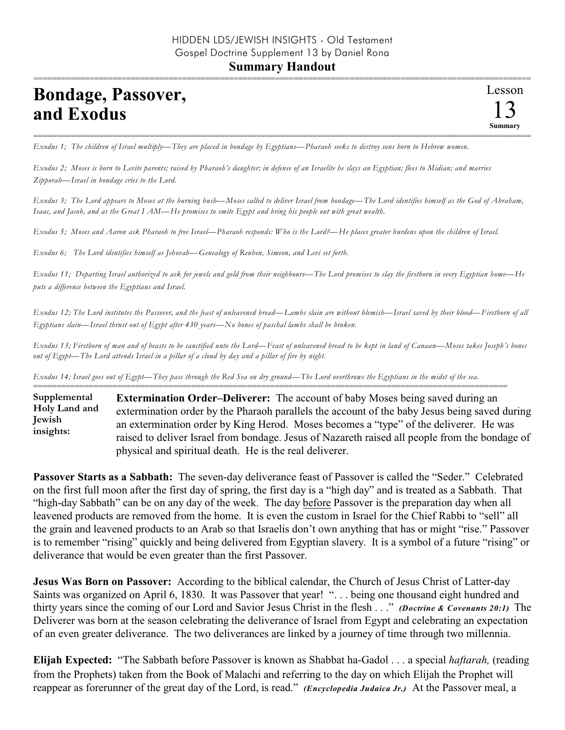HIDDEN LDS/JEWISH INSIGHTS - Old Testament
Gospel Doctrine Supplement 13 by Daniel Rona

**Summary Handout**

# Bondage, Passover, and Exodus

Lesson 13 **Summary**

*Exodus 1; The children of Israel multiply—They are placed in bondage by Egyptians—Pharaoh seeks to destroy sons born to Hebrew women.*

*Exodus 2; Moses is born to Levite parents; raised by Pharaoh's daughter; in defense of an Israelite he slays an Egyptian; flees to Midian; and marries Zipporah—Israel in bondage cries to the Lord.*

*Exodus 3; The Lord appears to Moses at the burning bush—Moses called to deliver Israel from bondage—The Lord identifies himself as the God of Abraham, Isaac, and Jacob, and as the Great I AM—He promises to smite Egypt and bring his people out with great wealth.*

*Exodus 5; Moses and Aaron ask Pharaoh to free Israel—Pharaoh responds: Who is the Lord?—He places greater burdens upon the children of Israel.*

*Exodus 6; The Lord identifies himself as Jehovah—Genealogy of Reuben, Simeon, and Levi set forth.*

*Exodus 11; Departing Israel authorized to ask for jewels and gold from their neighbours—The Lord promises to slay the firstborn in every Egyptian home—He puts a difference between the Egyptians and Israel.*

*Exodus 12; The Lord institutes the Passover, and the feast of unleavened bread—Lambs slain are without blemish—Israel saved by their blood—Firstborn of all Egyptians slain—Israel thrust out of Egypt after 430 years—No bones of paschal lambs shall be broken.*

*Exodus 13; Firstborn of man and of beasts to be sanctified unto the Lord—Feast of unleavened bread to be kept in land of Canaan—Moses takes Joseph's bones out of Egypt—The Lord attends Israel in a pillar of a cloud by day and a pillar of fire by night.*

*Exodus 14; Israel goes out of Egypt—They pass through the Red Sea on dry ground—The Lord overthrows the Egyptians in the midst of the sea.*

**Supplemental Holy Land and Jewish insights:**

**Extermination Order–Deliverer:** The account of baby Moses being saved during an extermination order by the Pharaoh parallels the account of the baby Jesus being saved during an extermination order by King Herod. Moses becomes a "type" of the deliverer. He was raised to deliver Israel from bondage. Jesus of Nazareth raised all people from the bondage of physical and spiritual death. He is the real deliverer.

**Passover Starts as a Sabbath:** The seven-day deliverance feast of Passover is called the "Seder." Celebrated on the first full moon after the first day of spring, the first day is a "high day" and is treated as a Sabbath. That "high-day Sabbath" can be on any day of the week. The day before Passover is the preparation day when all leavened products are removed from the home. It is even the custom in Israel for the Chief Rabbi to "sell" all the grain and leavened products to an Arab so that Israelis don't own anything that has or might "rise." Passover is to remember "rising" quickly and being delivered from Egyptian slavery. It is a symbol of a future "rising" or deliverance that would be even greater than the first Passover.

**Jesus Was Born on Passover:** According to the biblical calendar, the Church of Jesus Christ of Latter-day Saints was organized on April 6, 1830. It was Passover that year! ". . . being one thousand eight hundred and thirty years since the coming of our Lord and Savior Jesus Christ in the flesh . . ." ***(Doctrine & Covenants 20:1)*** The Deliverer was born at the season celebrating the deliverance of Israel from Egypt and celebrating an expectation of an even greater deliverance. The two deliverances are linked by a journey of time through two millennia.

**Elijah Expected:** "The Sabbath before Passover is known as Shabbat ha-Gadol . . . a special *haftarah,* (reading from the Prophets) taken from the Book of Malachi and referring to the day on which Elijah the Prophet will reappear as forerunner of the great day of the Lord, is read." ***(Encyclopedia Judaica Jr.)*** At the Passover meal, a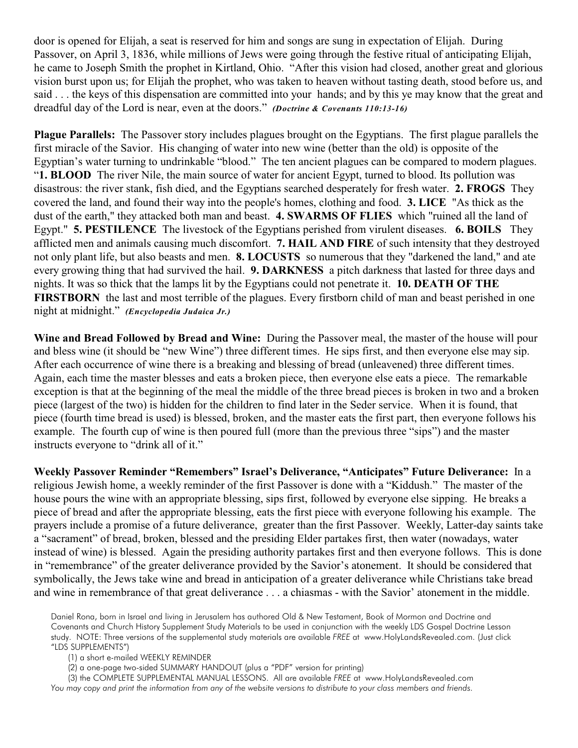door is opened for Elijah, a seat is reserved for him and songs are sung in expectation of Elijah. During Passover, on April 3, 1836, while millions of Jews were going through the festive ritual of anticipating Elijah, he came to Joseph Smith the prophet in Kirtland, Ohio. "After this vision had closed, another great and glorious vision burst upon us; for Elijah the prophet, who was taken to heaven without tasting death, stood before us, and said . . . the keys of this dispensation are committed into your hands; and by this ye may know that the great and dreadful day of the Lord is near, even at the doors." ***(Doctrine & Covenants 110:13-16)***

**Plague Parallels:** The Passover story includes plagues brought on the Egyptians. The first plague parallels the first miracle of the Savior. His changing of water into new wine (better than the old) is opposite of the Egyptian's water turning to undrinkable "blood." The ten ancient plagues can be compared to modern plagues. "**1. BLOOD** The river Nile, the main source of water for ancient Egypt, turned to blood. Its pollution was disastrous: the river stank, fish died, and the Egyptians searched desperately for fresh water. **2. FROGS** They covered the land, and found their way into the people's homes, clothing and food. **3. LICE** "As thick as the dust of the earth," they attacked both man and beast. **4. SWARMS OF FLIES** which "ruined all the land of Egypt." **5. PESTILENCE** The livestock of the Egyptians perished from virulent diseases. **6. BOILS** They afflicted men and animals causing much discomfort. **7. HAIL AND FIRE** of such intensity that they destroyed not only plant life, but also beasts and men. **8. LOCUSTS** so numerous that they "darkened the land," and ate every growing thing that had survived the hail. **9. DARKNESS** a pitch darkness that lasted for three days and nights. It was so thick that the lamps lit by the Egyptians could not penetrate it. **10. DEATH OF THE FIRSTBORN** the last and most terrible of the plagues. Every firstborn child of man and beast perished in one night at midnight." ***(Encyclopedia Judaica Jr.)***

**Wine and Bread Followed by Bread and Wine:** During the Passover meal, the master of the house will pour and bless wine (it should be "new Wine") three different times. He sips first, and then everyone else may sip. After each occurrence of wine there is a breaking and blessing of bread (unleavened) three different times. Again, each time the master blesses and eats a broken piece, then everyone else eats a piece. The remarkable exception is that at the beginning of the meal the middle of the three bread pieces is broken in two and a broken piece (largest of the two) is hidden for the children to find later in the Seder service. When it is found, that piece (fourth time bread is used) is blessed, broken, and the master eats the first part, then everyone follows his example. The fourth cup of wine is then poured full (more than the previous three "sips") and the master instructs everyone to "drink all of it."

**Weekly Passover Reminder "Remembers" Israel's Deliverance, "Anticipates" Future Deliverance:** In a religious Jewish home, a weekly reminder of the first Passover is done with a "Kiddush." The master of the house pours the wine with an appropriate blessing, sips first, followed by everyone else sipping. He breaks a piece of bread and after the appropriate blessing, eats the first piece with everyone following his example. The prayers include a promise of a future deliverance, greater than the first Passover. Weekly, Latter-day saints take a "sacrament" of bread, broken, blessed and the presiding Elder partakes first, then water (nowadays, water instead of wine) is blessed. Again the presiding authority partakes first and then everyone follows. This is done in "remembrance" of the greater deliverance provided by the Savior's atonement. It should be considered that symbolically, the Jews take wine and bread in anticipation of a greater deliverance while Christians take bread and wine in remembrance of that great deliverance . . . a chiasmas - with the Savior' atonement in the middle.

Daniel Rona, born in Israel and living in Jerusalem has authored Old & New Testament, Book of Mormon and Doctrine and Covenants and Church History Supplement Study Materials to be used in conjunction with the weekly LDS Gospel Doctrine Lesson study. NOTE: Three versions of the supplemental study materials are available *FREE* at www.HolyLandsRevealed.com. (Just click "LDS SUPPLEMENTS")

(1) a short e-mailed WEEKLY REMINDER

(2) a one-page two-sided SUMMARY HANDOUT (plus a "PDF" version for printing)

(3) the COMPLETE SUPPLEMENTAL MANUAL LESSONS. All are available *FREE* at www.HolyLandsRevealed.com

*You may copy and print the information from any of the website versions to distribute to your class members and friends.*